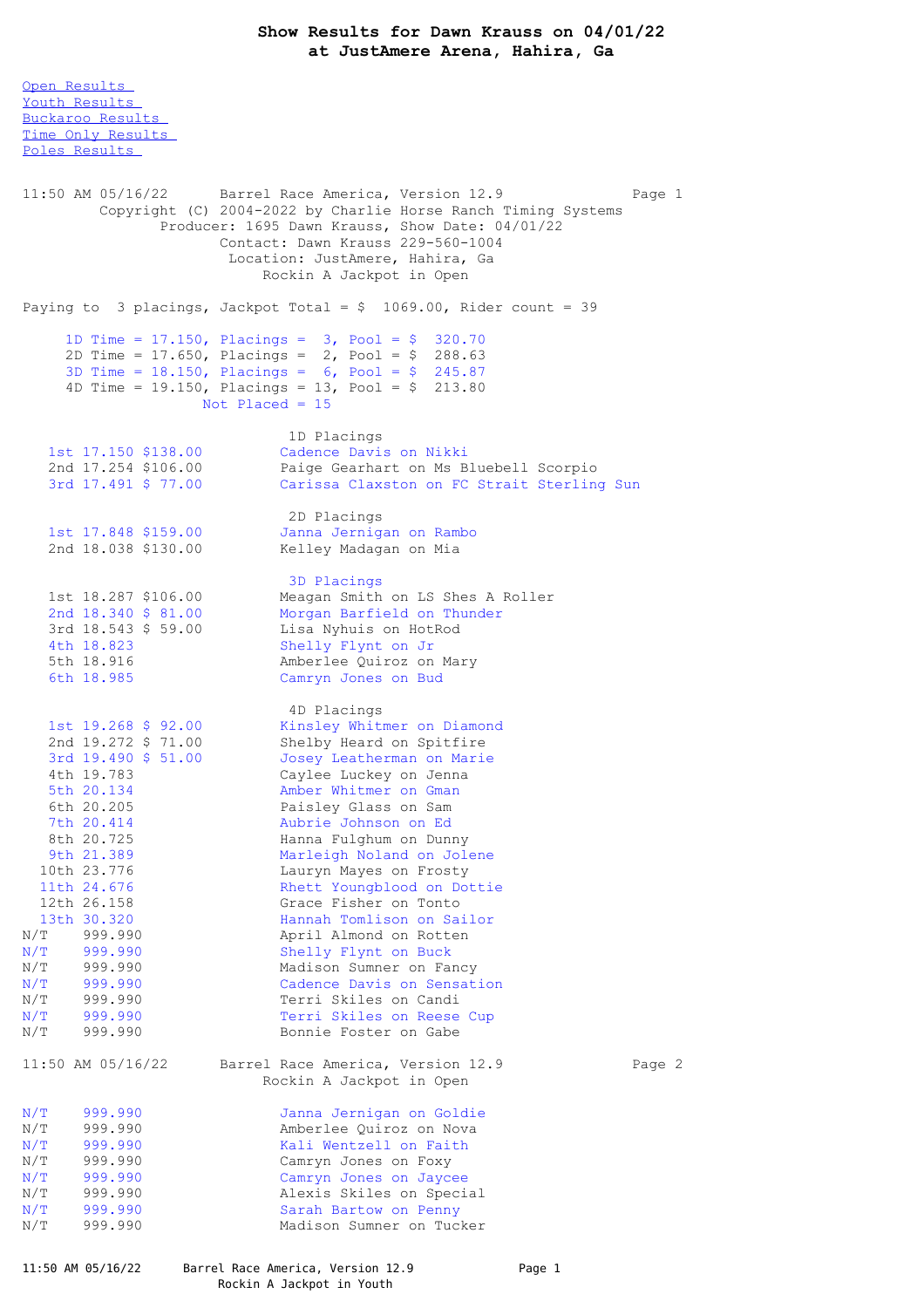# Show Results for Dawn Krauss on 04/01/22
## at JustAmere Arena, Hahira, Ga

[Open Results](#)
[Youth Results](#)
[Buckaroo Results](#)
[Time Only Results](#)
[Poles Results](#)

```
11:50 AM 05/16/22      Barrel Race America, Version 12.9              Page 1
         Copyright (C) 2004-2022 by Charlie Horse Ranch Timing Systems
                Producer: 1695 Dawn Krauss, Show Date: 04/01/22
                       Contact: Dawn Krauss 229-560-1004
                        Location: JustAmere, Hahira, Ga
                            Rockin A Jackpot in Open

Paying to  3 placings, Jackpot Total = $  1069.00, Rider count = 39

     1D Time = 17.150, Placings =  3, Pool = $  320.70
     2D Time = 17.650, Placings =  2, Pool = $  288.63
     3D Time = 18.150, Placings =  6, Pool = $  245.87
     4D Time = 19.150, Placings = 13, Pool = $  213.80
                    Not Placed = 15

                             1D Placings
    1st 17.150 $138.00        Cadence Davis on Nikki
    2nd 17.254 $106.00        Paige Gearhart on Ms Bluebell Scorpio
    3rd 17.491 $ 77.00        Carissa Claxton on FC Strait Sterling Sun

                             2D Placings
    1st 17.848 $159.00        Janna Jernigan on Rambo
    2nd 18.038 $130.00        Kelley Madagan on Mia

                             3D Placings
    1st 18.287 $106.00        Meagan Smith on LS Shes A Roller
    2nd 18.340 $ 81.00        Morgan Barfield on Thunder
    3rd 18.543 $ 59.00        Lisa Nyhuis on HotRod
    4th 18.823                Shelly Flynt on Jr
    5th 18.916                Amberlee Quiroz on Mary
    6th 18.985                Camryn Jones on Bud

                             4D Placings
    1st 19.268 $ 92.00        Kinsley Whitmer on Diamond
    2nd 19.272 $ 71.00        Shelby Heard on Spitfire
    3rd 19.490 $ 51.00        Josey Leatherman on Marie
    4th 19.783                Caylee Luckey on Jenna
    5th 20.134                Amber Whitmer on Gman
    6th 20.205                Paisley Glass on Sam
    7th 20.414                Aubrie Johnson on Ed
    8th 20.725                Hanna Fulghum on Dunny
    9th 21.389                Marleigh Noland on Jolene
   10th 23.776                Lauryn Mayes on Frosty
   11th 24.676                Rhett Youngblood on Dottie
   12th 26.158                Grace Fisher on Tonto
   13th 30.320                Hannah Tomlison on Sailor
N/T     999.990               April Almond on Rotten
N/T     999.990               Shelly Flynt on Buck
N/T     999.990               Madison Sumner on Fancy
N/T     999.990               Cadence Davis on Sensation
N/T     999.990               Terri Skiles on Candi
N/T     999.990               Terri Skiles on Reese Cup
N/T     999.990               Bonnie Foster on Gabe

11:50 AM 05/16/22      Barrel Race America, Version 12.9              Page 2
                            Rockin A Jackpot in Open

N/T     999.990               Janna Jernigan on Goldie
N/T     999.990               Amberlee Quiroz on Nova
N/T     999.990               Kali Wentzell on Faith
N/T     999.990               Camryn Jones on Foxy
N/T     999.990               Camryn Jones on Jaycee
N/T     999.990               Alexis Skiles on Special
N/T     999.990               Sarah Bartow on Penny
N/T     999.990               Madison Sumner on Tucker


11:50 AM 05/16/22      Barrel Race America, Version 12.9              Page 1
                            Rockin A Jackpot in Youth
```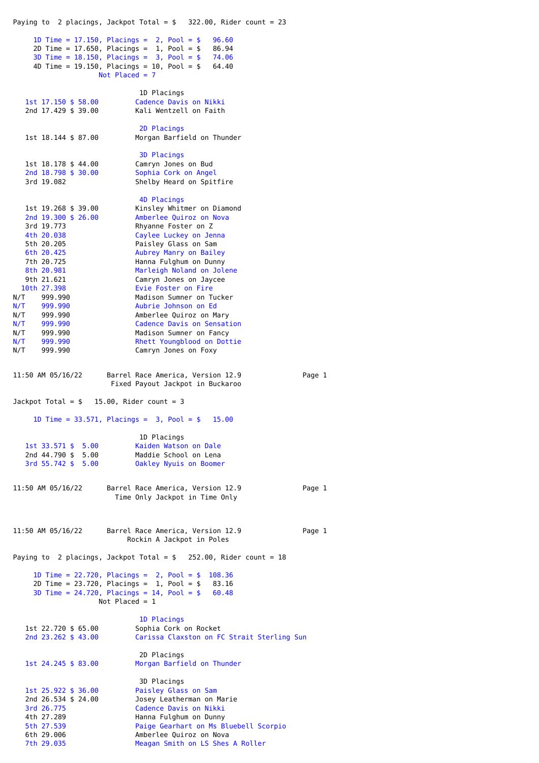Paying to 2 placings, Jackpot Total = $ 322.00, Rider count = 23

1D Time = 17.150, Placings = 2, Pool = $ 96.60
2D Time = 17.650, Placings = 1, Pool = $ 86.94
3D Time = 18.150, Placings = 3, Pool = $ 74.06
4D Time = 19.150, Placings = 10, Pool = $ 64.40
Not Placed = 7

**1D Placings**

| Place | Time | Payout | Rider |
|---|---|---|---|
| 1st | 17.150 | $ 58.00 | Cadence Davis on Nikki |
| 2nd | 17.429 | $ 39.00 | Kali Wentzell on Faith |

**2D Placings**

| Place | Time | Payout | Rider |
|---|---|---|---|
| 1st | 18.144 | $ 87.00 | Morgan Barfield on Thunder |

**3D Placings**

| Place | Time | Payout | Rider |
|---|---|---|---|
| 1st | 18.178 | $ 44.00 | Camryn Jones on Bud |
| 2nd | 18.798 | $ 30.00 | Sophia Cork on Angel |
| 3rd | 19.082 | | Shelby Heard on Spitfire |

**4D Placings**

| Place | Time | Payout | Rider |
|---|---|---|---|
| 1st | 19.268 | $ 39.00 | Kinsley Whitmer on Diamond |
| 2nd | 19.300 | $ 26.00 | Amberlee Quiroz on Nova |
| 3rd | 19.773 | | Rhyanne Foster on Z |
| 4th | 20.038 | | Caylee Luckey on Jenna |
| 5th | 20.205 | | Paisley Glass on Sam |
| 6th | 20.425 | | Aubrey Manry on Bailey |
| 7th | 20.725 | | Hanna Fulghum on Dunny |
| 8th | 20.981 | | Marleigh Noland on Jolene |
| 9th | 21.621 | | Camryn Jones on Jaycee |
| 10th | 27.398 | | Evie Foster on Fire |
| N/T | 999.990 | | Madison Sumner on Tucker |
| N/T | 999.990 | | Aubrie Johnson on Ed |
| N/T | 999.990 | | Amberlee Quiroz on Mary |
| N/T | 999.990 | | Cadence Davis on Sensation |
| N/T | 999.990 | | Madison Sumner on Fancy |
| N/T | 999.990 | | Rhett Youngblood on Dottie |
| N/T | 999.990 | | Camryn Jones on Foxy |

11:50 AM 05/16/22 Barrel Race America, Version 12.9

## Fixed Payout Jackpot in Buckaroo

Jackpot Total = $ 15.00, Rider count = 3

1D Time = 33.571, Placings = 3, Pool = $ 15.00

**1D Placings**

| Place | Time | Payout | Rider |
|---|---|---|---|
| 1st | 33.571 | $ 5.00 | Kaiden Watson on Dale |
| 2nd | 44.790 | $ 5.00 | Maddie School on Lena |
| 3rd | 55.742 | $ 5.00 | Oakley Nyuis on Boomer |

11:50 AM 05/16/22 Barrel Race America, Version 12.9

## Time Only Jackpot in Time Only

11:50 AM 05/16/22 Barrel Race America, Version 12.9

## Rockin A Jackpot in Poles

Paying to 2 placings, Jackpot Total = $ 252.00, Rider count = 18

1D Time = 22.720, Placings = 2, Pool = $ 108.36
2D Time = 23.720, Placings = 1, Pool = $ 83.16
3D Time = 24.720, Placings = 14, Pool = $ 60.48
Not Placed = 1

**1D Placings**

| Place | Time | Payout | Rider |
|---|---|---|---|
| 1st | 22.720 | $ 65.00 | Sophia Cork on Rocket |
| 2nd | 23.262 | $ 43.00 | Carissa Claxston on FC Strait Sterling Sun |

**2D Placings**

| Place | Time | Payout | Rider |
|---|---|---|---|
| 1st | 24.245 | $ 83.00 | Morgan Barfield on Thunder |

**3D Placings**

| Place | Time | Payout | Rider |
|---|---|---|---|
| 1st | 25.922 | $ 36.00 | Paisley Glass on Sam |
| 2nd | 26.534 | $ 24.00 | Josey Leatherman on Marie |
| 3rd | 26.775 | | Cadence Davis on Nikki |
| 4th | 27.289 | | Hanna Fulghum on Dunny |
| 5th | 27.539 | | Paige Gearhart on Ms Bluebell Scorpio |
| 6th | 29.006 | | Amberlee Quiroz on Nova |
| 7th | 29.035 | | Meagan Smith on LS Shes A Roller |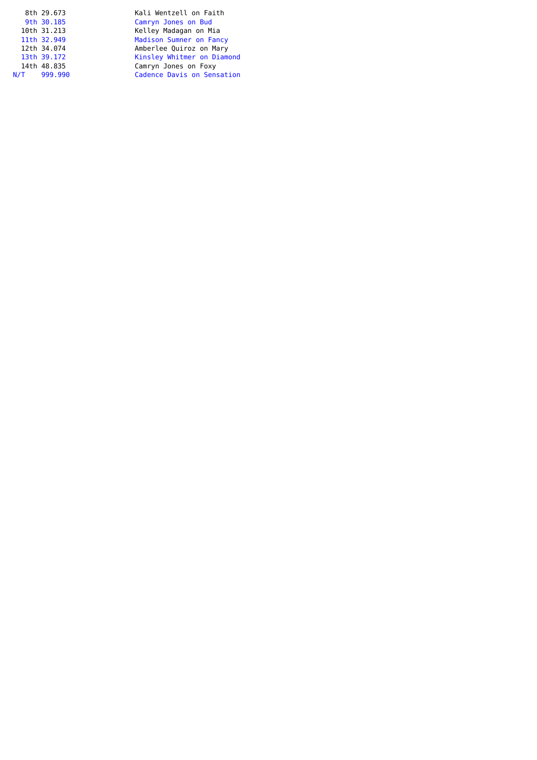| | | |
|---|---|---|
| 8th | 29.673 | Kali Wentzell on Faith |
| 9th | 30.185 | Camryn Jones on Bud |
| 10th | 31.213 | Kelley Madagan on Mia |
| 11th | 32.949 | Madison Sumner on Fancy |
| 12th | 34.074 | Amberlee Quiroz on Mary |
| 13th | 39.172 | Kinsley Whitmer on Diamond |
| 14th | 48.835 | Camryn Jones on Foxy |
| N/T | 999.990 | Cadence Davis on Sensation |